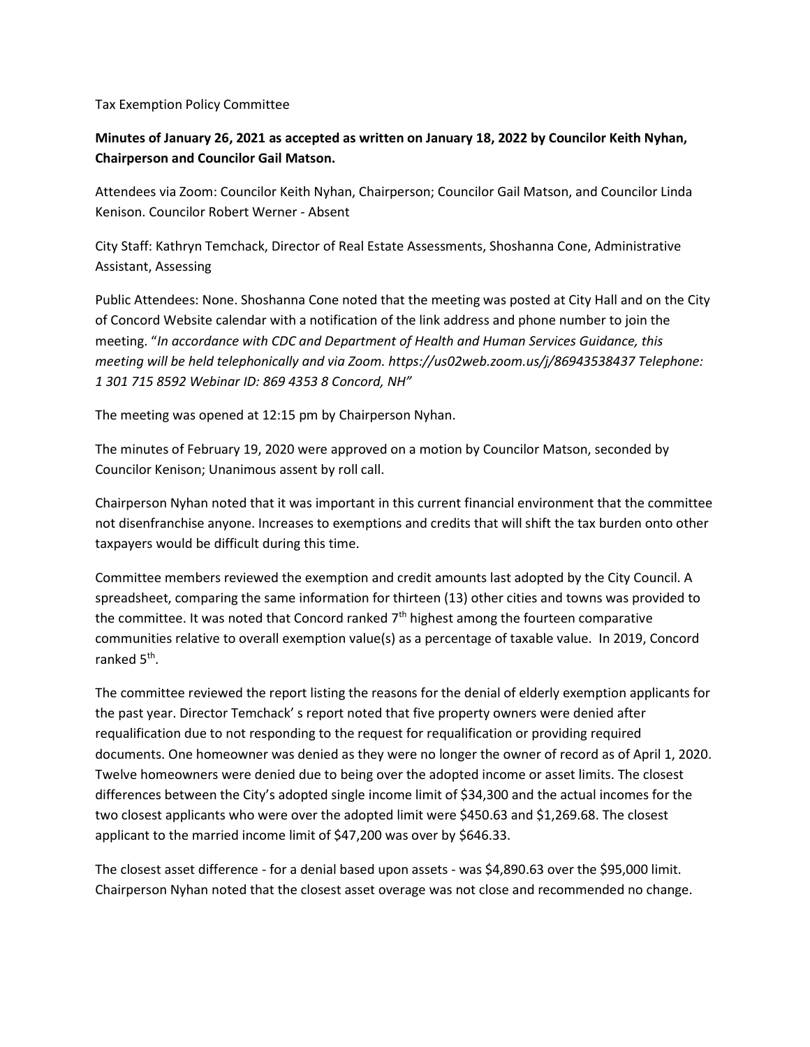Tax Exemption Policy Committee

**Minutes of January 26, 2021 as accepted as written on January 18, 2022 by Councilor Keith Nyhan, Chairperson and Councilor Gail Matson.**

Attendees via Zoom: Councilor Keith Nyhan, Chairperson; Councilor Gail Matson, and Councilor Linda Kenison. Councilor Robert Werner - Absent

City Staff: Kathryn Temchack, Director of Real Estate Assessments, Shoshanna Cone, Administrative Assistant, Assessing

Public Attendees: None. Shoshanna Cone noted that the meeting was posted at City Hall and on the City of Concord Website calendar with a notification of the link address and phone number to join the meeting. "*In accordance with CDC and Department of Health and Human Services Guidance, this meeting will be held telephonically and via Zoom. https://us02web.zoom.us/j/86943538437 Telephone: 1 301 715 8592 Webinar ID: 869 4353 8 Concord, NH"*

The meeting was opened at 12:15 pm by Chairperson Nyhan.

The minutes of February 19, 2020 were approved on a motion by Councilor Matson, seconded by Councilor Kenison; Unanimous assent by roll call.

Chairperson Nyhan noted that it was important in this current financial environment that the committee not disenfranchise anyone. Increases to exemptions and credits that will shift the tax burden onto other taxpayers would be difficult during this time.

Committee members reviewed the exemption and credit amounts last adopted by the City Council. A spreadsheet, comparing the same information for thirteen (13) other cities and towns was provided to the committee. It was noted that Concord ranked 7th highest among the fourteen comparative communities relative to overall exemption value(s) as a percentage of taxable value. In 2019, Concord ranked 5th.

The committee reviewed the report listing the reasons for the denial of elderly exemption applicants for the past year. Director Temchack' s report noted that five property owners were denied after requalification due to not responding to the request for requalification or providing required documents. One homeowner was denied as they were no longer the owner of record as of April 1, 2020. Twelve homeowners were denied due to being over the adopted income or asset limits. The closest differences between the City's adopted single income limit of $34,300 and the actual incomes for the two closest applicants who were over the adopted limit were $450.63 and $1,269.68. The closest applicant to the married income limit of $47,200 was over by $646.33.

The closest asset difference - for a denial based upon assets - was $4,890.63 over the $95,000 limit. Chairperson Nyhan noted that the closest asset overage was not close and recommended no change.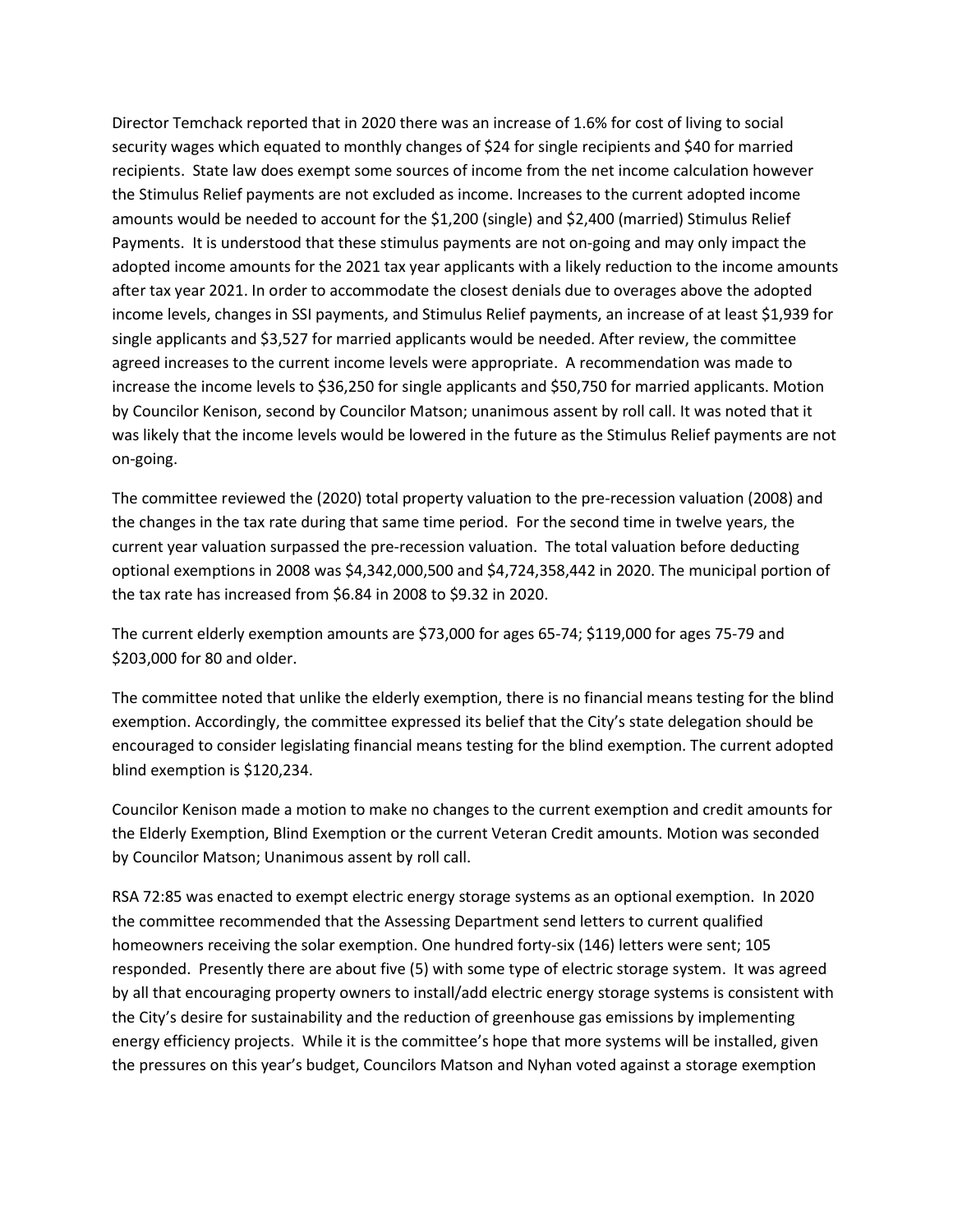Director Temchack reported that in 2020 there was an increase of 1.6% for cost of living to social security wages which equated to monthly changes of $24 for single recipients and $40 for married recipients. State law does exempt some sources of income from the net income calculation however the Stimulus Relief payments are not excluded as income. Increases to the current adopted income amounts would be needed to account for the $1,200 (single) and $2,400 (married) Stimulus Relief Payments. It is understood that these stimulus payments are not on-going and may only impact the adopted income amounts for the 2021 tax year applicants with a likely reduction to the income amounts after tax year 2021. In order to accommodate the closest denials due to overages above the adopted income levels, changes in SSI payments, and Stimulus Relief payments, an increase of at least $1,939 for single applicants and $3,527 for married applicants would be needed. After review, the committee agreed increases to the current income levels were appropriate. A recommendation was made to increase the income levels to $36,250 for single applicants and $50,750 for married applicants. Motion by Councilor Kenison, second by Councilor Matson; unanimous assent by roll call. It was noted that it was likely that the income levels would be lowered in the future as the Stimulus Relief payments are not on-going.

The committee reviewed the (2020) total property valuation to the pre-recession valuation (2008) and the changes in the tax rate during that same time period. For the second time in twelve years, the current year valuation surpassed the pre-recession valuation. The total valuation before deducting optional exemptions in 2008 was $4,342,000,500 and $4,724,358,442 in 2020. The municipal portion of the tax rate has increased from $6.84 in 2008 to $9.32 in 2020.

The current elderly exemption amounts are $73,000 for ages 65-74; $119,000 for ages 75-79 and $203,000 for 80 and older.

The committee noted that unlike the elderly exemption, there is no financial means testing for the blind exemption. Accordingly, the committee expressed its belief that the City's state delegation should be encouraged to consider legislating financial means testing for the blind exemption. The current adopted blind exemption is $120,234.

Councilor Kenison made a motion to make no changes to the current exemption and credit amounts for the Elderly Exemption, Blind Exemption or the current Veteran Credit amounts. Motion was seconded by Councilor Matson; Unanimous assent by roll call.

RSA 72:85 was enacted to exempt electric energy storage systems as an optional exemption. In 2020 the committee recommended that the Assessing Department send letters to current qualified homeowners receiving the solar exemption. One hundred forty-six (146) letters were sent; 105 responded. Presently there are about five (5) with some type of electric storage system. It was agreed by all that encouraging property owners to install/add electric energy storage systems is consistent with the City's desire for sustainability and the reduction of greenhouse gas emissions by implementing energy efficiency projects. While it is the committee's hope that more systems will be installed, given the pressures on this year's budget, Councilors Matson and Nyhan voted against a storage exemption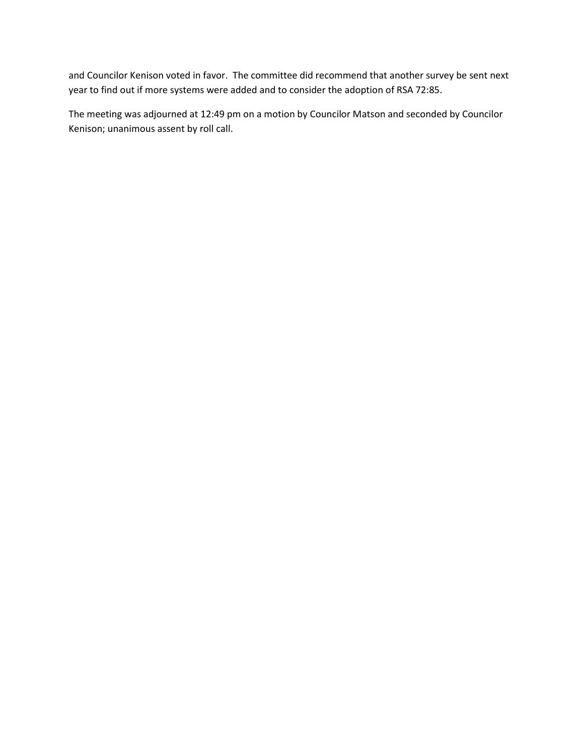and Councilor Kenison voted in favor. The committee did recommend that another survey be sent next year to find out if more systems were added and to consider the adoption of RSA 72:85.

The meeting was adjourned at 12:49 pm on a motion by Councilor Matson and seconded by Councilor Kenison; unanimous assent by roll call.